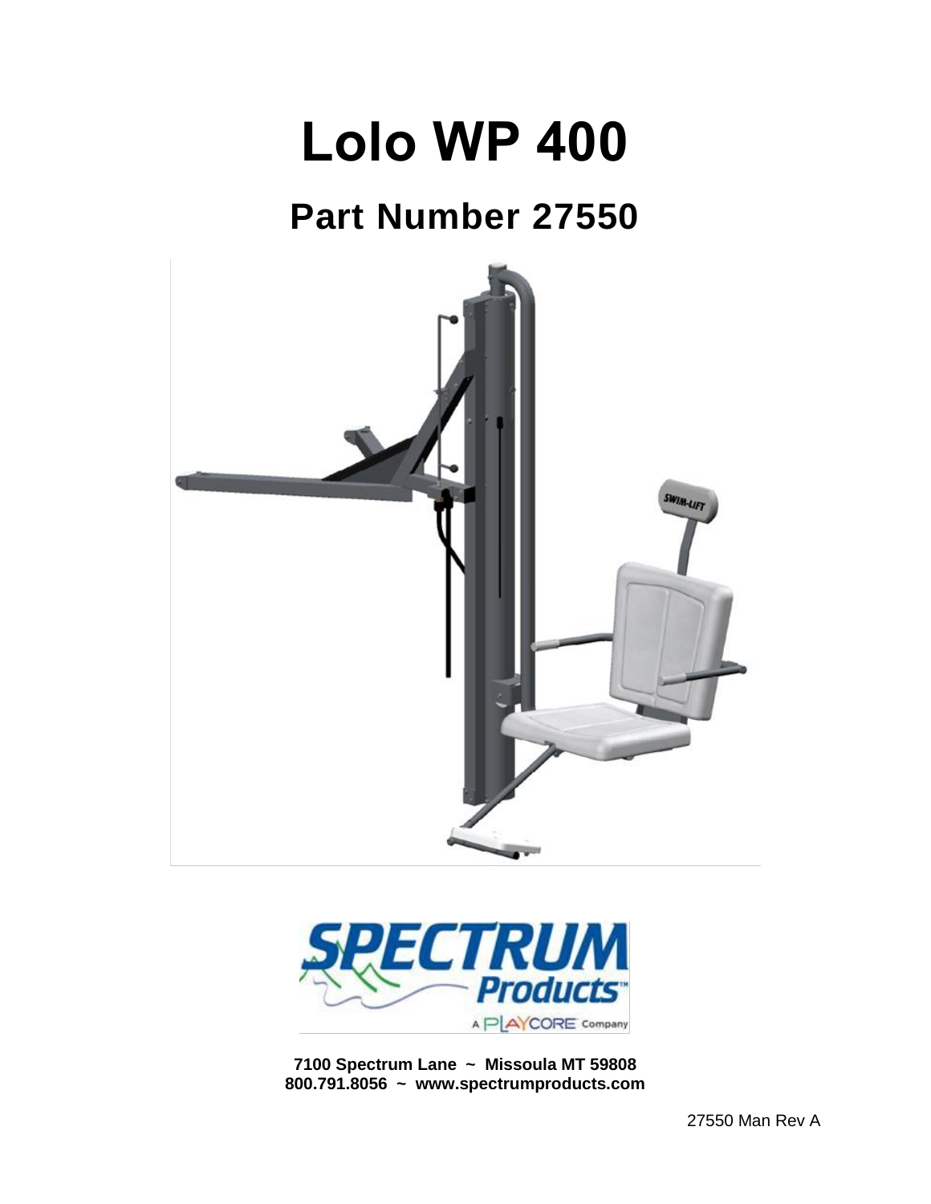# Lolo WP 400

## Part Number 27550

**7100 Spectrum Lane ~ Missoula MT 59808**
**800.791.8056 ~ www.spectrumproducts.com**

27550 Man Rev A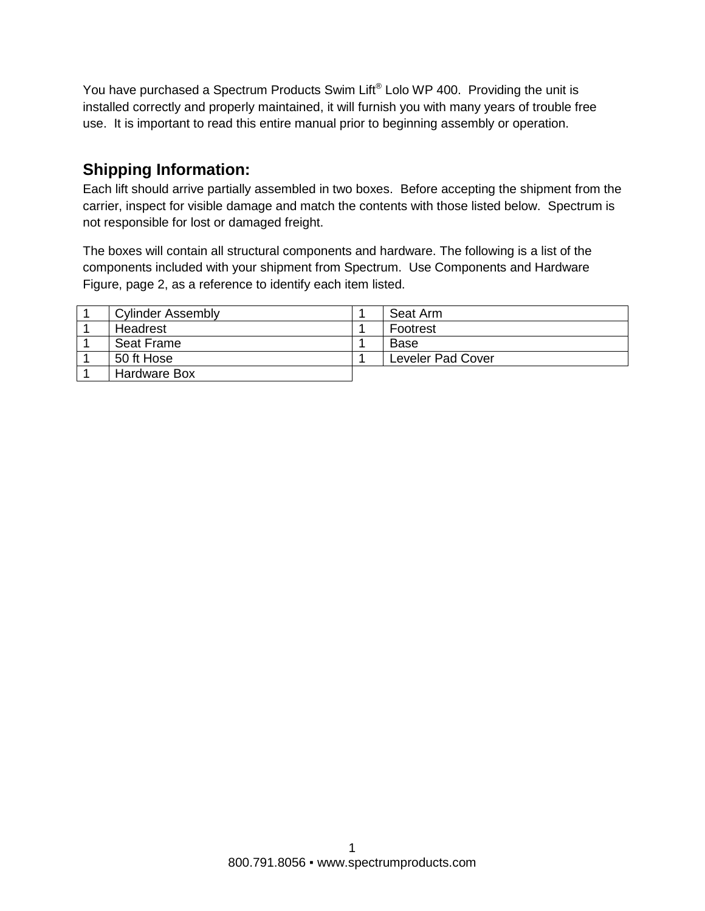You have purchased a Spectrum Products Swim Lift® Lolo WP 400. Providing the unit is installed correctly and properly maintained, it will furnish you with many years of trouble free use. It is important to read this entire manual prior to beginning assembly or operation.

## Shipping Information:

Each lift should arrive partially assembled in two boxes. Before accepting the shipment from the carrier, inspect for visible damage and match the contents with those listed below. Spectrum is not responsible for lost or damaged freight.

The boxes will contain all structural components and hardware. The following is a list of the components included with your shipment from Spectrum. Use Components and Hardware Figure, page 2, as a reference to identify each item listed.

| Qty | Item | Qty | Item |
|---|---|---|---|
| 1 | Cylinder Assembly | 1 | Seat Arm |
| 1 | Headrest | 1 | Footrest |
| 1 | Seat Frame | 1 | Base |
| 1 | 50 ft Hose | 1 | Leveler Pad Cover |
| 1 | Hardware Box | | |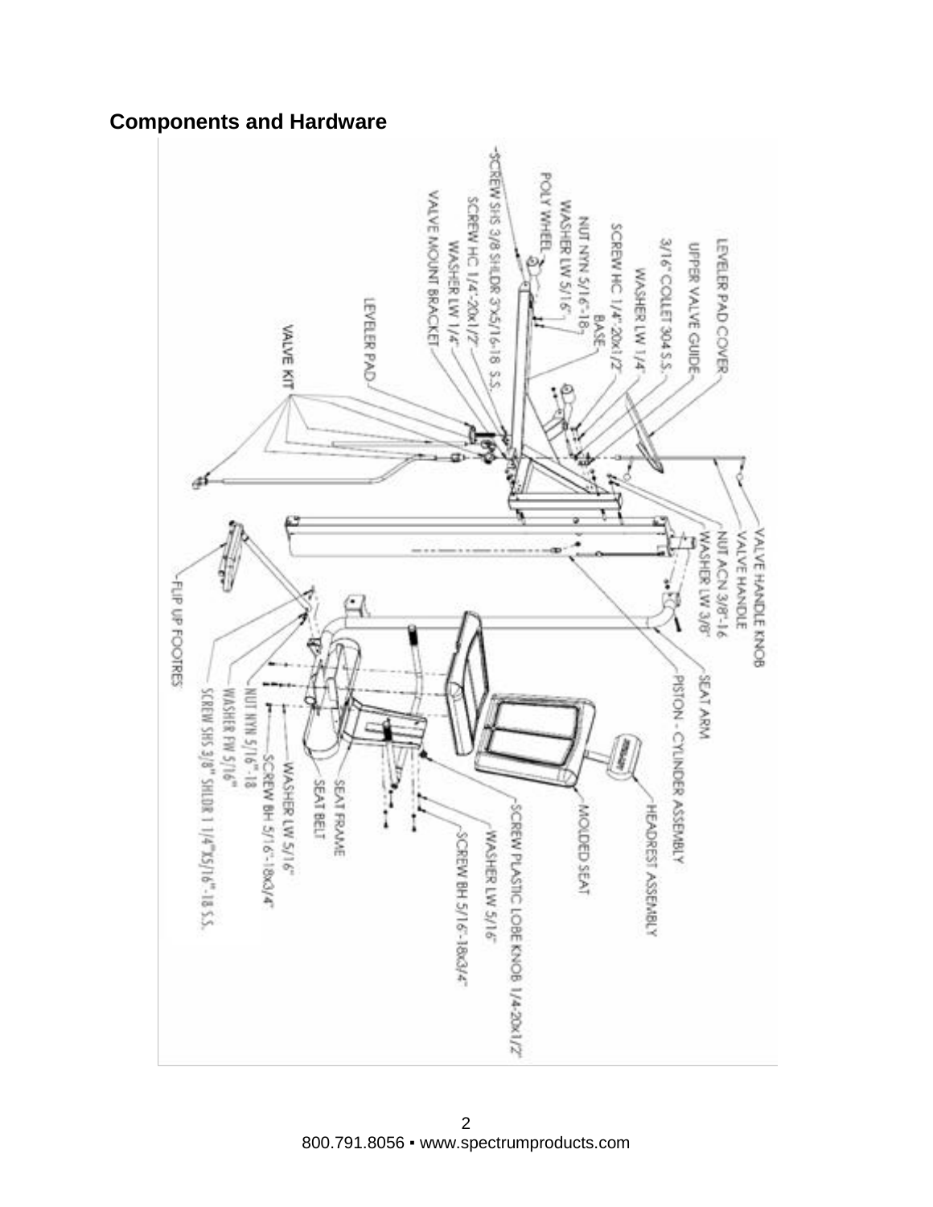## Components and Hardware

LEVELER PAD COVER

UPPER VALVE GUIDE

3/16" COLLET 304 S.S.

WASHER LW 1/4"

SCREW HC 1/4"-20x1/2"

BASE

NUT NYN 5/16"-18

WASHER LW 5/16"

POLY WHEEL

SCREW SHS 3/8 SHLDR 3"X5/16-18 S.S.

SCREW HC 1/4"-20x1/2"

WASHER LW 1/4"

VALVE MOUNT BRACKET

LEVELER PAD

VALVE KIT

VALVE HANDLE KNOB

VALVE HANDLE

NUT ACN 3/8"-16

WASHER LW 3/8"

SEAT ARM

PISTON - CYLINDER ASSEMBLY

HEADREST ASSEMBLY

MOLDED SEAT

SCREW PLASTIC LOBE KNOB 1/4-20x1/2"

WASHER LW 5/16"

SCREW BH 5/16"-18x3/4"

FLIP UP FOOTREST

SCREW SHS 3/8" SHLDR 1 1/4"X5/16"-18 S.S.

WASHER FW 5/16"

NUT NYN 5/16"-18

SCREW BH 5/16"-18x3/4"

WASHER LW 5/16"

SEAT BELT

SEAT FRAME

800.791.8056 ▪ www.spectrumproducts.com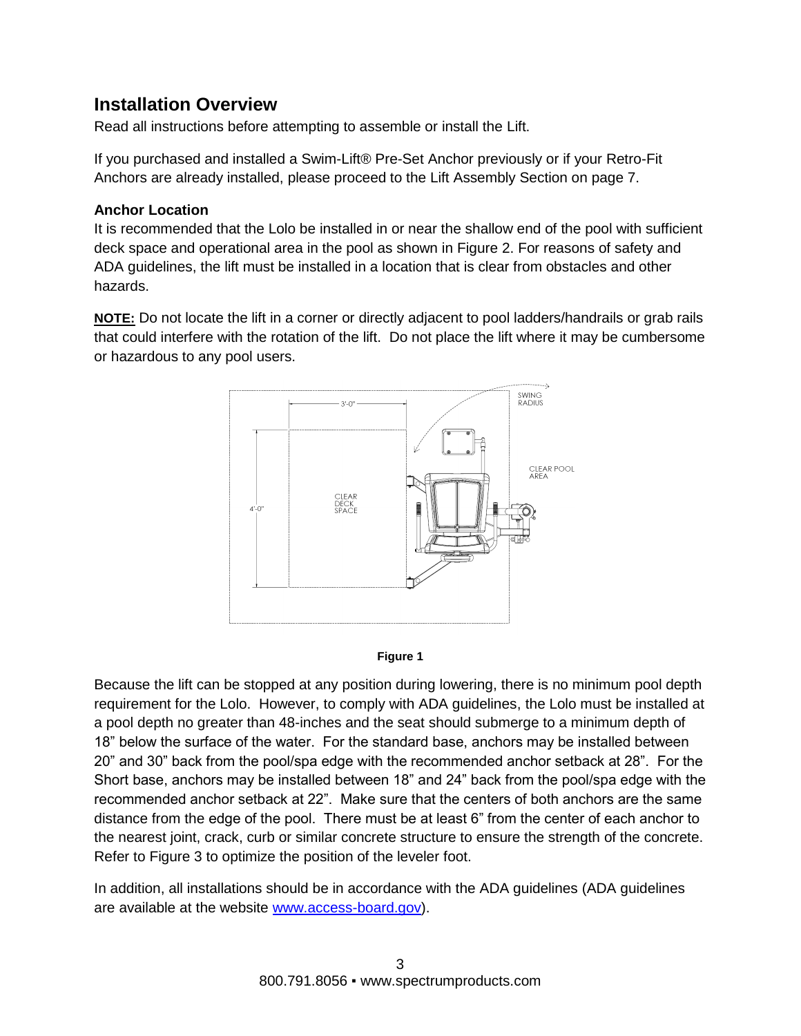## Installation Overview

Read all instructions before attempting to assemble or install the Lift.

If you purchased and installed a Swim-Lift® Pre-Set Anchor previously or if your Retro-Fit Anchors are already installed, please proceed to the Lift Assembly Section on page 7.

### Anchor Location

It is recommended that the Lolo be installed in or near the shallow end of the pool with sufficient deck space and operational area in the pool as shown in Figure 2. For reasons of safety and ADA guidelines, the lift must be installed in a location that is clear from obstacles and other hazards.

**NOTE:** Do not locate the lift in a corner or directly adjacent to pool ladders/handrails or grab rails that could interfere with the rotation of the lift. Do not place the lift where it may be cumbersome or hazardous to any pool users.

**Figure 1**

Because the lift can be stopped at any position during lowering, there is no minimum pool depth requirement for the Lolo. However, to comply with ADA guidelines, the Lolo must be installed at a pool depth no greater than 48-inches and the seat should submerge to a minimum depth of 18” below the surface of the water. For the standard base, anchors may be installed between 20” and 30” back from the pool/spa edge with the recommended anchor setback at 28”. For the Short base, anchors may be installed between 18” and 24” back from the pool/spa edge with the recommended anchor setback at 22”. Make sure that the centers of both anchors are the same distance from the edge of the pool. There must be at least 6” from the center of each anchor to the nearest joint, crack, curb or similar concrete structure to ensure the strength of the concrete. Refer to Figure 3 to optimize the position of the leveler foot.

In addition, all installations should be in accordance with the ADA guidelines (ADA guidelines are available at the website www.access-board.gov).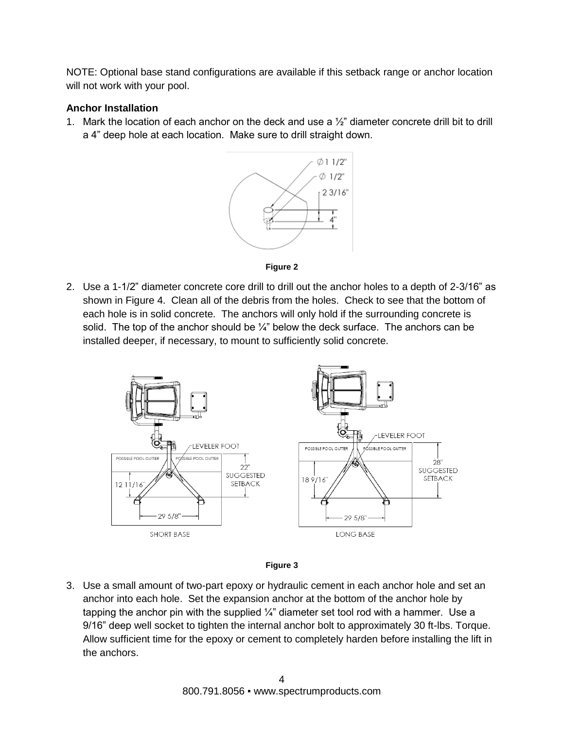NOTE: Optional base stand configurations are available if this setback range or anchor location will not work with your pool.

**Anchor Installation**

1. Mark the location of each anchor on the deck and use a ½" diameter concrete drill bit to drill a 4" deep hole at each location. Make sure to drill straight down.

**Figure 2**

2. Use a 1-1/2" diameter concrete core drill to drill out the anchor holes to a depth of 2-3/16" as shown in Figure 4. Clean all of the debris from the holes. Check to see that the bottom of each hole is in solid concrete. The anchors will only hold if the surrounding concrete is solid. The top of the anchor should be ¼" below the deck surface. The anchors can be installed deeper, if necessary, to mount to sufficiently solid concrete.

**Figure 3**

3. Use a small amount of two-part epoxy or hydraulic cement in each anchor hole and set an anchor into each hole. Set the expansion anchor at the bottom of the anchor hole by tapping the anchor pin with the supplied ¼" diameter set tool rod with a hammer. Use a 9/16" deep well socket to tighten the internal anchor bolt to approximately 30 ft-lbs. Torque. Allow sufficient time for the epoxy or cement to completely harden before installing the lift in the anchors.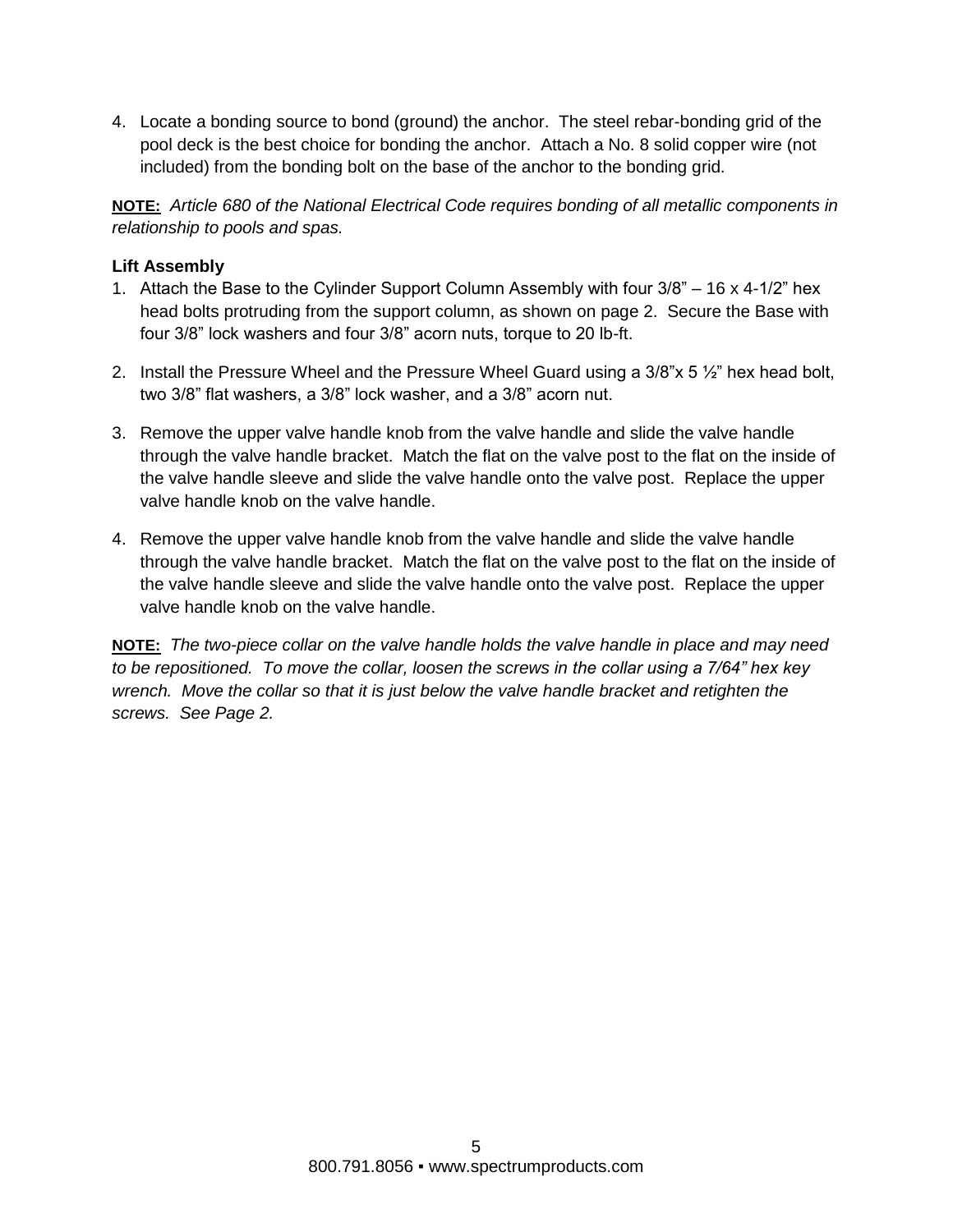4. Locate a bonding source to bond (ground) the anchor. The steel rebar-bonding grid of the pool deck is the best choice for bonding the anchor. Attach a No. 8 solid copper wire (not included) from the bonding bolt on the base of the anchor to the bonding grid.

**NOTE:** *Article 680 of the National Electrical Code requires bonding of all metallic components in relationship to pools and spas.*

**Lift Assembly**

1. Attach the Base to the Cylinder Support Column Assembly with four 3/8" – 16 x 4-1/2" hex head bolts protruding from the support column, as shown on page 2. Secure the Base with four 3/8" lock washers and four 3/8" acorn nuts, torque to 20 lb-ft.

2. Install the Pressure Wheel and the Pressure Wheel Guard using a 3/8"x 5 ½" hex head bolt, two 3/8" flat washers, a 3/8" lock washer, and a 3/8" acorn nut.

3. Remove the upper valve handle knob from the valve handle and slide the valve handle through the valve handle bracket. Match the flat on the valve post to the flat on the inside of the valve handle sleeve and slide the valve handle onto the valve post. Replace the upper valve handle knob on the valve handle.

4. Remove the upper valve handle knob from the valve handle and slide the valve handle through the valve handle bracket. Match the flat on the valve post to the flat on the inside of the valve handle sleeve and slide the valve handle onto the valve post. Replace the upper valve handle knob on the valve handle.

**NOTE:** *The two-piece collar on the valve handle holds the valve handle in place and may need to be repositioned. To move the collar, loosen the screws in the collar using a 7/64" hex key wrench. Move the collar so that it is just below the valve handle bracket and retighten the screws. See Page 2.*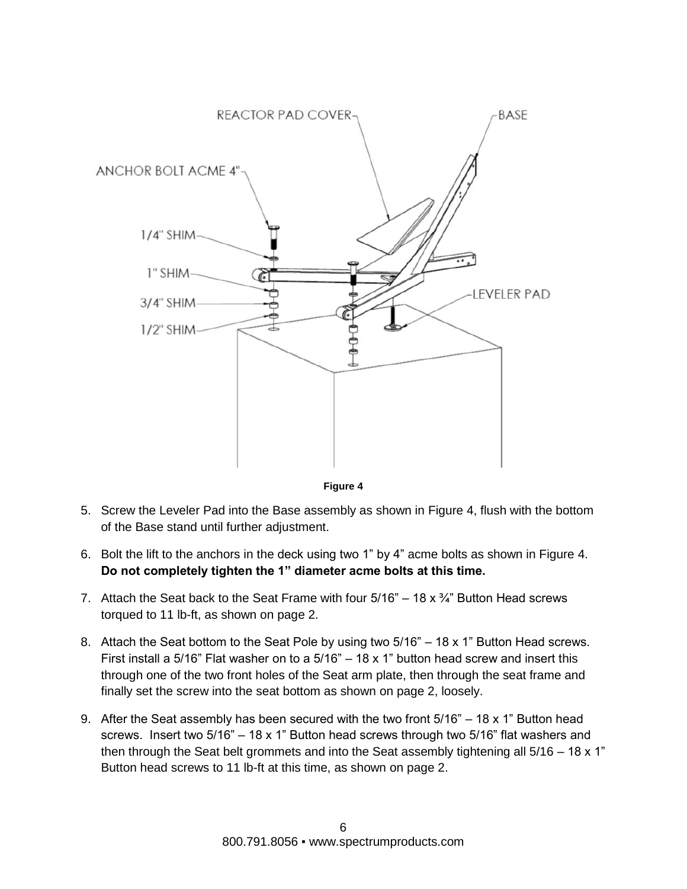Figure 4

5. Screw the Leveler Pad into the Base assembly as shown in Figure 4, flush with the bottom of the Base stand until further adjustment.

6. Bolt the lift to the anchors in the deck using two 1” by 4” acme bolts as shown in Figure 4. **Do not completely tighten the 1” diameter acme bolts at this time.**

7. Attach the Seat back to the Seat Frame with four 5/16” – 18 x ¾” Button Head screws torqued to 11 lb-ft, as shown on page 2.

8. Attach the Seat bottom to the Seat Pole by using two 5/16” – 18 x 1” Button Head screws. First install a 5/16” Flat washer on to a 5/16” – 18 x 1” button head screw and insert this through one of the two front holes of the Seat arm plate, then through the seat frame and finally set the screw into the seat bottom as shown on page 2, loosely.

9. After the Seat assembly has been secured with the two front 5/16” – 18 x 1” Button head screws. Insert two 5/16” – 18 x 1” Button head screws through two 5/16” flat washers and then through the Seat belt grommets and into the Seat assembly tightening all 5/16 – 18 x 1” Button head screws to 11 lb-ft at this time, as shown on page 2.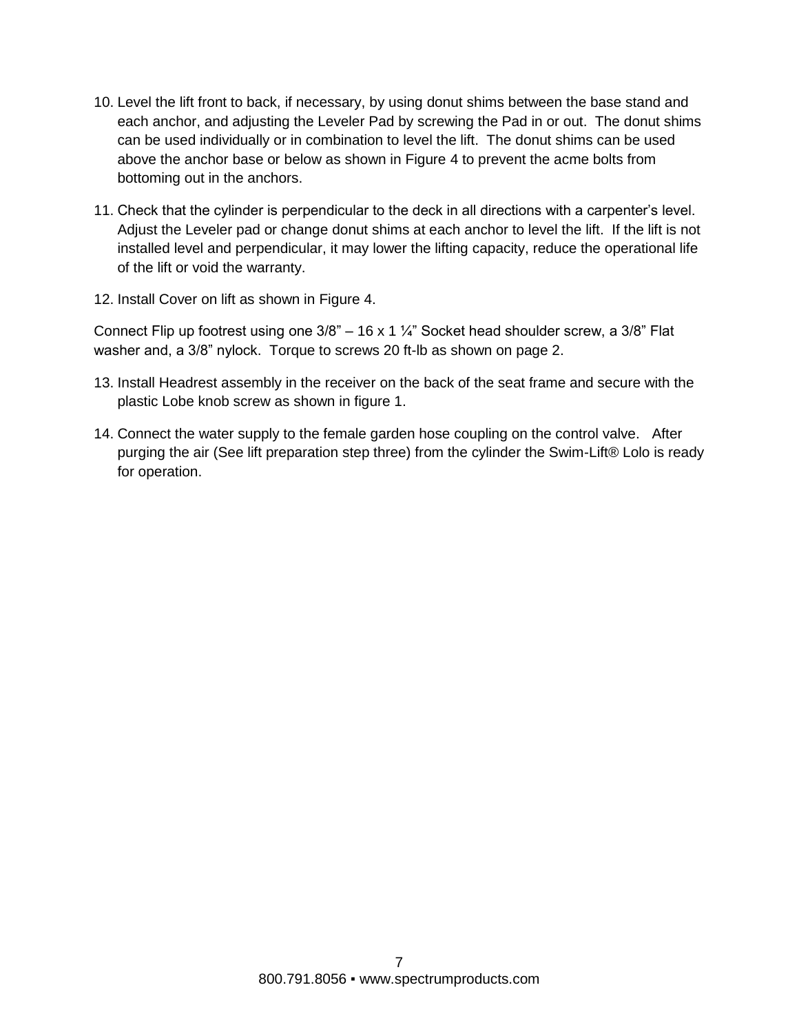10. Level the lift front to back, if necessary, by using donut shims between the base stand and each anchor, and adjusting the Leveler Pad by screwing the Pad in or out. The donut shims can be used individually or in combination to level the lift. The donut shims can be used above the anchor base or below as shown in Figure 4 to prevent the acme bolts from bottoming out in the anchors.

11. Check that the cylinder is perpendicular to the deck in all directions with a carpenter's level. Adjust the Leveler pad or change donut shims at each anchor to level the lift. If the lift is not installed level and perpendicular, it may lower the lifting capacity, reduce the operational life of the lift or void the warranty.

12. Install Cover on lift as shown in Figure 4.

Connect Flip up footrest using one 3/8" – 16 x 1 ¼" Socket head shoulder screw, a 3/8" Flat washer and, a 3/8" nylock. Torque to screws 20 ft-lb as shown on page 2.

13. Install Headrest assembly in the receiver on the back of the seat frame and secure with the plastic Lobe knob screw as shown in figure 1.

14. Connect the water supply to the female garden hose coupling on the control valve. After purging the air (See lift preparation step three) from the cylinder the Swim-Lift® Lolo is ready for operation.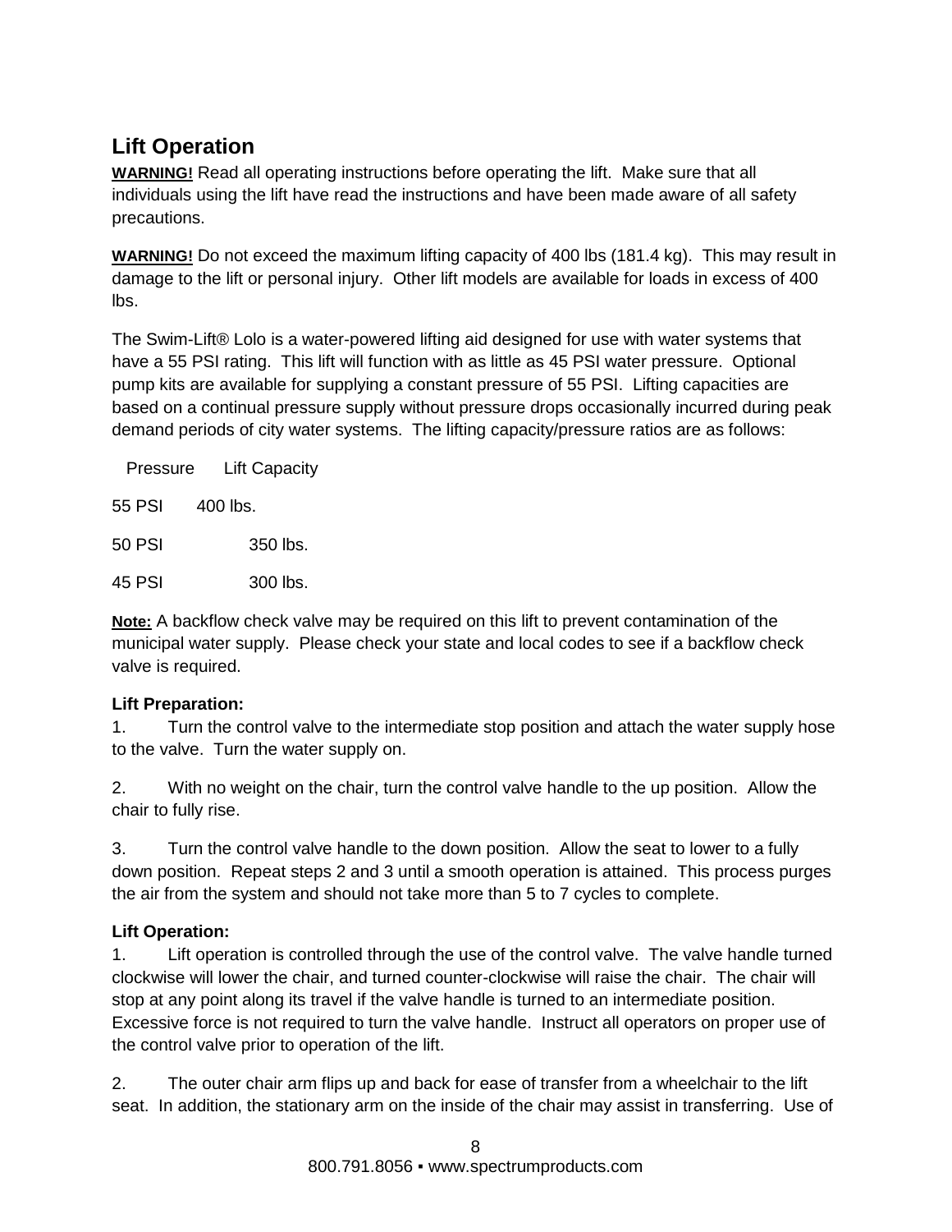## Lift Operation

**WARNING!** Read all operating instructions before operating the lift. Make sure that all individuals using the lift have read the instructions and have been made aware of all safety precautions.

**WARNING!** Do not exceed the maximum lifting capacity of 400 lbs (181.4 kg). This may result in damage to the lift or personal injury. Other lift models are available for loads in excess of 400 lbs.

The Swim-Lift® Lolo is a water-powered lifting aid designed for use with water systems that have a 55 PSI rating. This lift will function with as little as 45 PSI water pressure. Optional pump kits are available for supplying a constant pressure of 55 PSI. Lifting capacities are based on a continual pressure supply without pressure drops occasionally incurred during peak demand periods of city water systems. The lifting capacity/pressure ratios are as follows:

| Pressure | Lift Capacity |
|---|---|
| 55 PSI | 400 lbs. |
| 50 PSI | 350 lbs. |
| 45 PSI | 300 lbs. |

**Note:** A backflow check valve may be required on this lift to prevent contamination of the municipal water supply. Please check your state and local codes to see if a backflow check valve is required.

**Lift Preparation:**

1. Turn the control valve to the intermediate stop position and attach the water supply hose to the valve. Turn the water supply on.

2. With no weight on the chair, turn the control valve handle to the up position. Allow the chair to fully rise.

3. Turn the control valve handle to the down position. Allow the seat to lower to a fully down position. Repeat steps 2 and 3 until a smooth operation is attained. This process purges the air from the system and should not take more than 5 to 7 cycles to complete.

**Lift Operation:**

1. Lift operation is controlled through the use of the control valve. The valve handle turned clockwise will lower the chair, and turned counter-clockwise will raise the chair. The chair will stop at any point along its travel if the valve handle is turned to an intermediate position. Excessive force is not required to turn the valve handle. Instruct all operators on proper use of the control valve prior to operation of the lift.

2. The outer chair arm flips up and back for ease of transfer from a wheelchair to the lift seat. In addition, the stationary arm on the inside of the chair may assist in transferring. Use of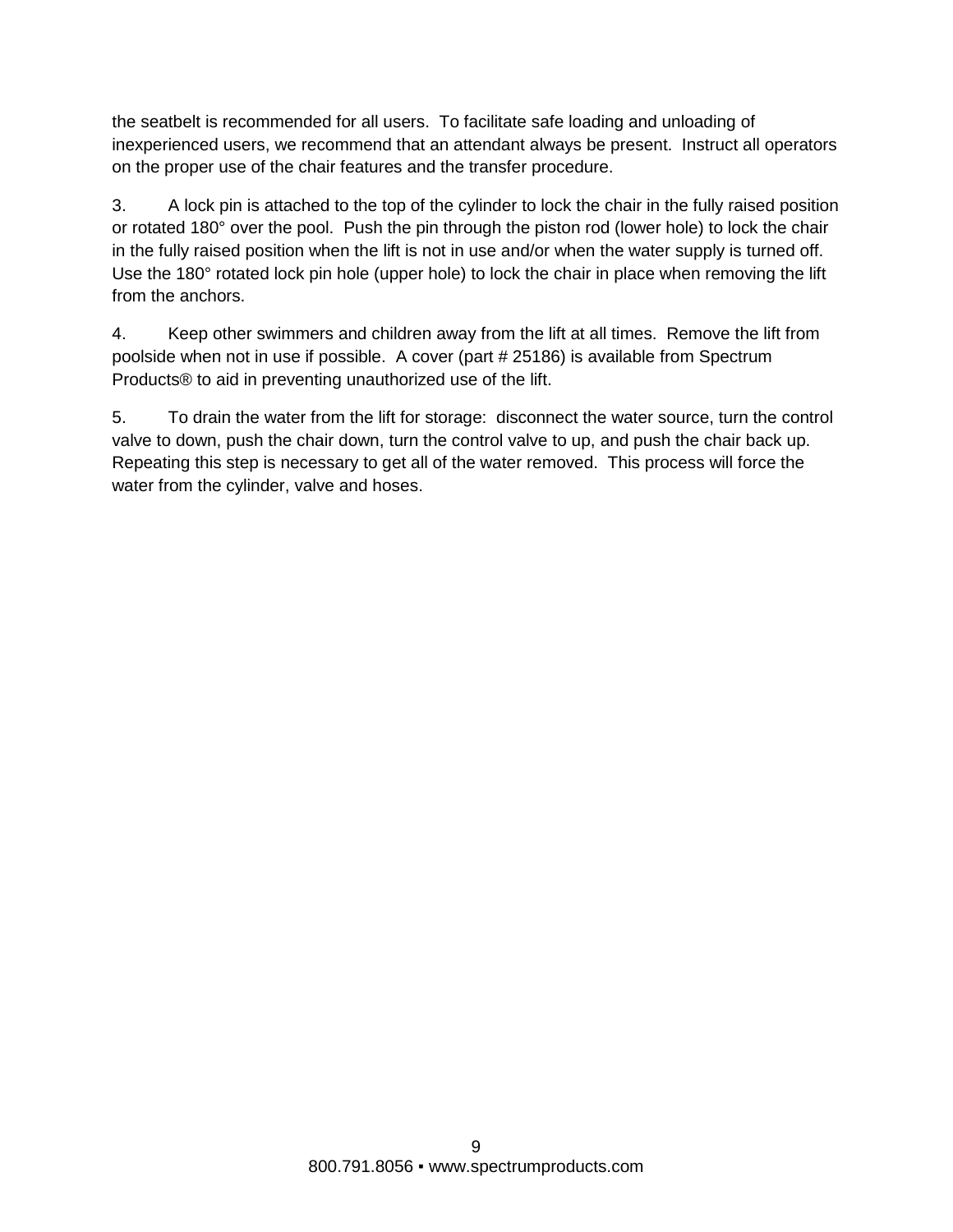the seatbelt is recommended for all users. To facilitate safe loading and unloading of inexperienced users, we recommend that an attendant always be present. Instruct all operators on the proper use of the chair features and the transfer procedure.

3. A lock pin is attached to the top of the cylinder to lock the chair in the fully raised position or rotated 180° over the pool. Push the pin through the piston rod (lower hole) to lock the chair in the fully raised position when the lift is not in use and/or when the water supply is turned off. Use the 180° rotated lock pin hole (upper hole) to lock the chair in place when removing the lift from the anchors.

4. Keep other swimmers and children away from the lift at all times. Remove the lift from poolside when not in use if possible. A cover (part # 25186) is available from Spectrum Products® to aid in preventing unauthorized use of the lift.

5. To drain the water from the lift for storage: disconnect the water source, turn the control valve to down, push the chair down, turn the control valve to up, and push the chair back up. Repeating this step is necessary to get all of the water removed. This process will force the water from the cylinder, valve and hoses.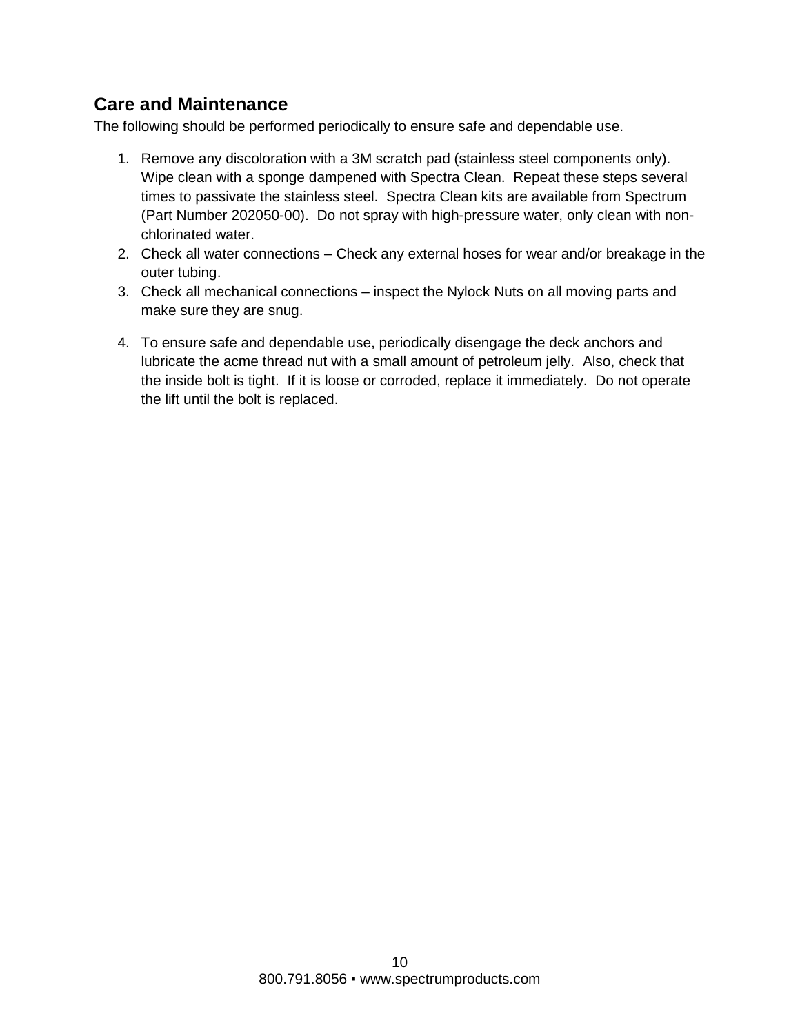## Care and Maintenance

The following should be performed periodically to ensure safe and dependable use.

1. Remove any discoloration with a 3M scratch pad (stainless steel components only). Wipe clean with a sponge dampened with Spectra Clean. Repeat these steps several times to passivate the stainless steel. Spectra Clean kits are available from Spectrum (Part Number 202050-00). Do not spray with high-pressure water, only clean with non-chlorinated water.
2. Check all water connections – Check any external hoses for wear and/or breakage in the outer tubing.
3. Check all mechanical connections – inspect the Nylock Nuts on all moving parts and make sure they are snug.
4. To ensure safe and dependable use, periodically disengage the deck anchors and lubricate the acme thread nut with a small amount of petroleum jelly. Also, check that the inside bolt is tight. If it is loose or corroded, replace it immediately. Do not operate the lift until the bolt is replaced.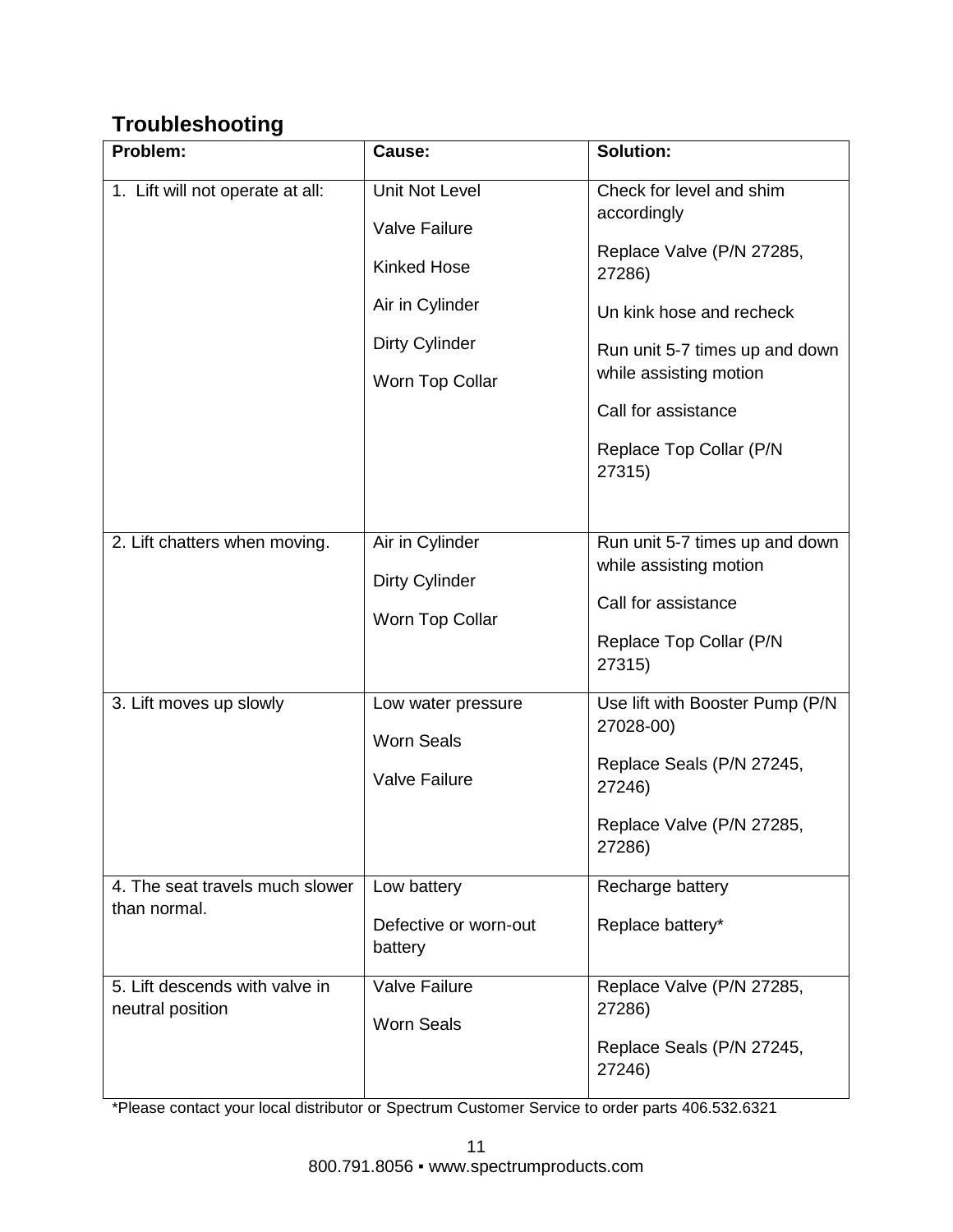## Troubleshooting

| Problem: | Cause: | Solution: |
|---|---|---|
| 1. Lift will not operate at all: | Unit Not Level<br><br>Valve Failure<br><br>Kinked Hose<br><br>Air in Cylinder<br><br>Dirty Cylinder<br><br>Worn Top Collar | Check for level and shim accordingly<br><br>Replace Valve (P/N 27285, 27286)<br><br>Un kink hose and recheck<br><br>Run unit 5-7 times up and down while assisting motion<br><br>Call for assistance<br><br>Replace Top Collar (P/N 27315) |
| 2. Lift chatters when moving. | Air in Cylinder<br><br>Dirty Cylinder<br><br>Worn Top Collar | Run unit 5-7 times up and down while assisting motion<br><br>Call for assistance<br><br>Replace Top Collar (P/N 27315) |
| 3. Lift moves up slowly | Low water pressure<br><br>Worn Seals<br><br>Valve Failure | Use lift with Booster Pump (P/N 27028-00)<br><br>Replace Seals (P/N 27245, 27246)<br><br>Replace Valve (P/N 27285, 27286) |
| 4. The seat travels much slower than normal. | Low battery<br><br>Defective or worn-out battery | Recharge battery<br><br>Replace battery* |
| 5. Lift descends with valve in neutral position | Valve Failure<br><br>Worn Seals | Replace Valve (P/N 27285, 27286)<br><br>Replace Seals (P/N 27245, 27246) |

*Please contact your local distributor or Spectrum Customer Service to order parts 406.532.6321